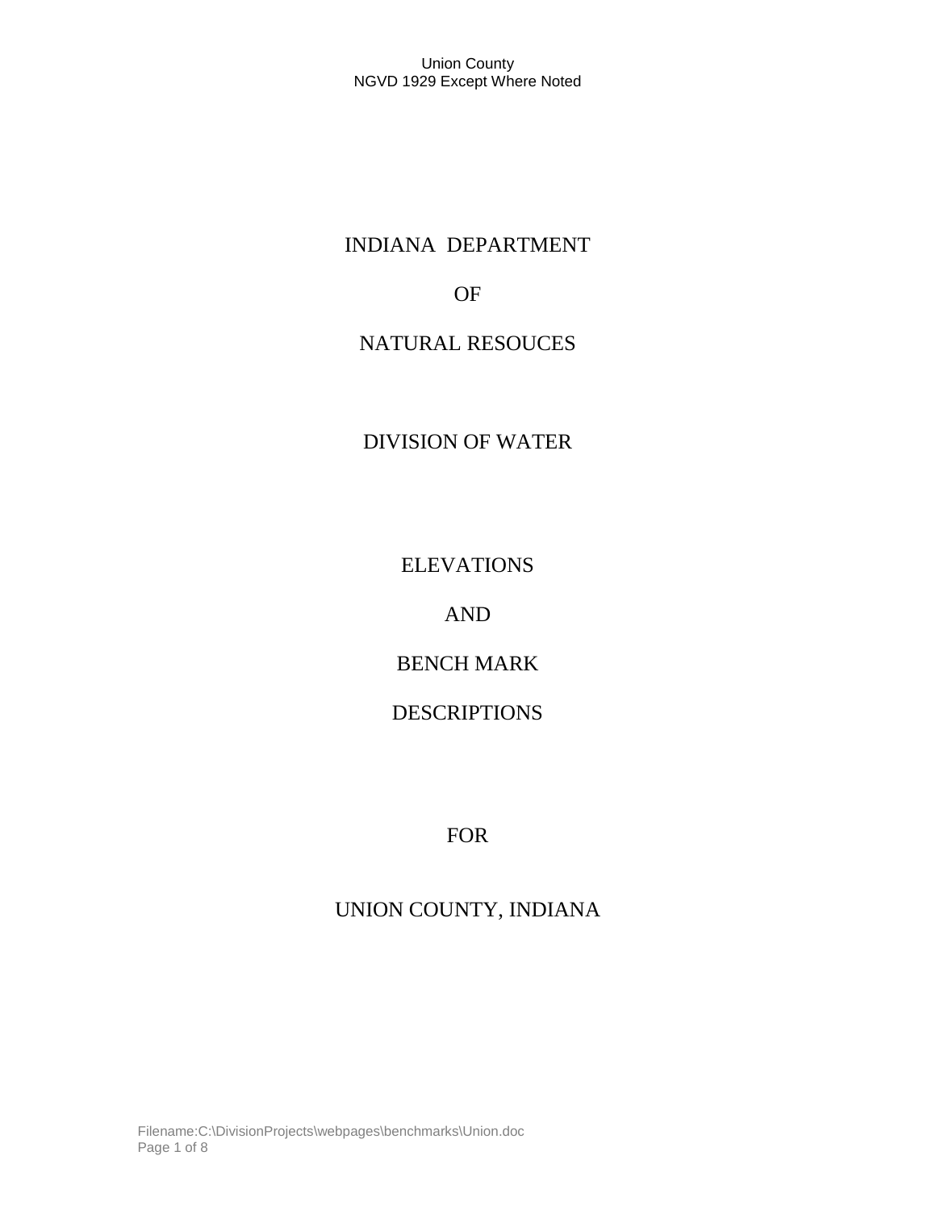# INDIANA DEPARTMENT

# OF

# NATURAL RESOUCES

## DIVISION OF WATER

# ELEVATIONS

# AND

# BENCH MARK

# DESCRIPTIONS

## FOR

# UNION COUNTY, INDIANA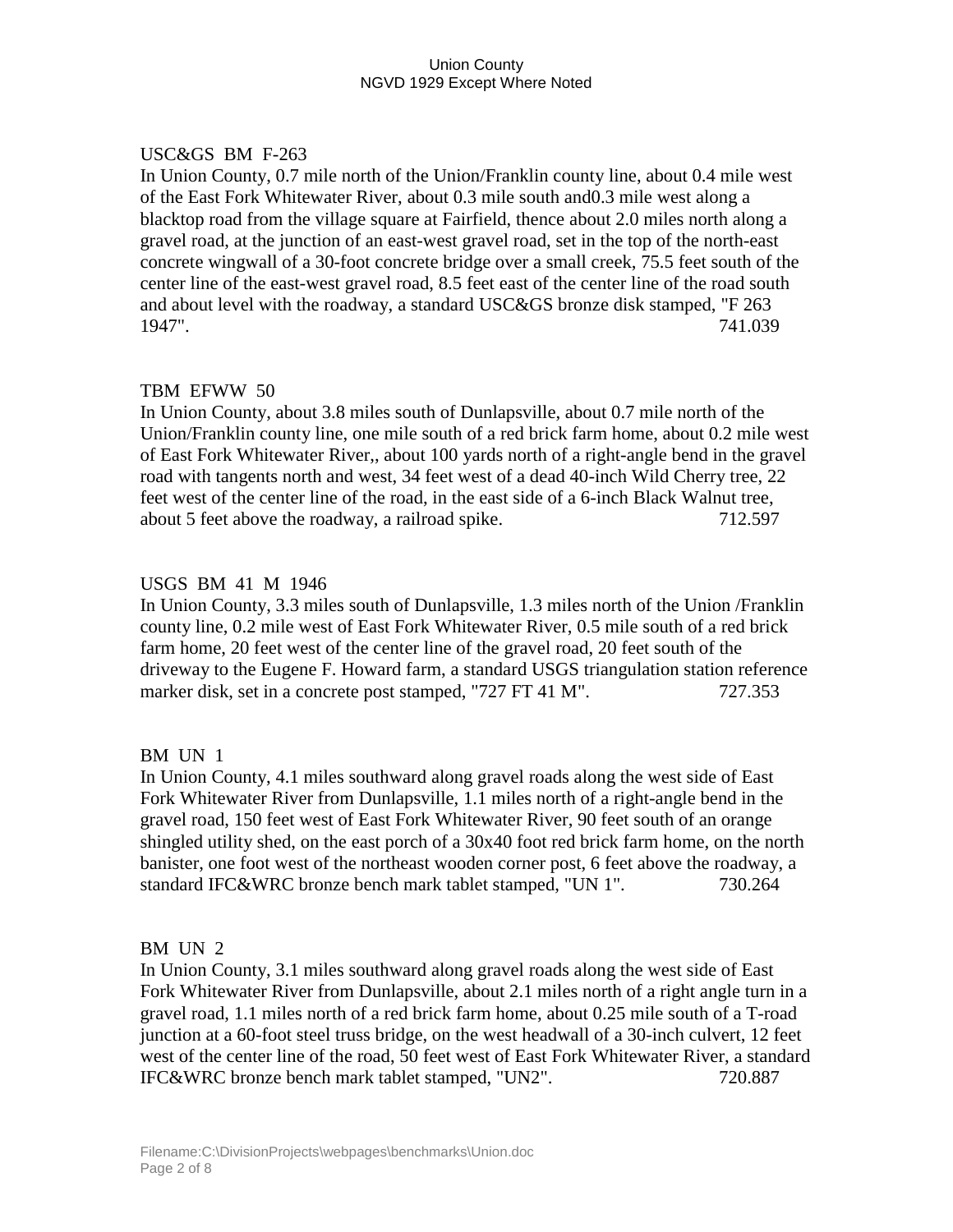USC&GS BM F-263

In Union County, 0.7 mile north of the Union/Franklin county line, about 0.4 mile west of the East Fork Whitewater River, about 0.3 mile south and0.3 mile west along a blacktop road from the village square at Fairfield, thence about 2.0 miles north along a gravel road, at the junction of an east-west gravel road, set in the top of the north-east concrete wingwall of a 30-foot concrete bridge over a small creek, 75.5 feet south of the center line of the east-west gravel road, 8.5 feet east of the center line of the road south and about level with the roadway, a standard USC&GS bronze disk stamped, "F 263 1947". 741.039

TBM EFWW 50

In Union County, about 3.8 miles south of Dunlapsville, about 0.7 mile north of the Union/Franklin county line, one mile south of a red brick farm home, about 0.2 mile west of East Fork Whitewater River,, about 100 yards north of a right-angle bend in the gravel road with tangents north and west, 34 feet west of a dead 40-inch Wild Cherry tree, 22 feet west of the center line of the road, in the east side of a 6-inch Black Walnut tree, about 5 feet above the roadway, a railroad spike. 712.597

USGS BM 41 M 1946

In Union County, 3.3 miles south of Dunlapsville, 1.3 miles north of the Union /Franklin county line, 0.2 mile west of East Fork Whitewater River, 0.5 mile south of a red brick farm home, 20 feet west of the center line of the gravel road, 20 feet south of the driveway to the Eugene F. Howard farm, a standard USGS triangulation station reference marker disk, set in a concrete post stamped, "727 FT 41 M". 727.353

BM UN 1

In Union County, 4.1 miles southward along gravel roads along the west side of East Fork Whitewater River from Dunlapsville, 1.1 miles north of a right-angle bend in the gravel road, 150 feet west of East Fork Whitewater River, 90 feet south of an orange shingled utility shed, on the east porch of a 30x40 foot red brick farm home, on the north banister, one foot west of the northeast wooden corner post, 6 feet above the roadway, a standard IFC&WRC bronze bench mark tablet stamped, "UN 1". 730.264

BM UN 2

In Union County, 3.1 miles southward along gravel roads along the west side of East Fork Whitewater River from Dunlapsville, about 2.1 miles north of a right angle turn in a gravel road, 1.1 miles north of a red brick farm home, about 0.25 mile south of a T-road junction at a 60-foot steel truss bridge, on the west headwall of a 30-inch culvert, 12 feet west of the center line of the road, 50 feet west of East Fork Whitewater River, a standard IFC&WRC bronze bench mark tablet stamped, "UN2". 720.887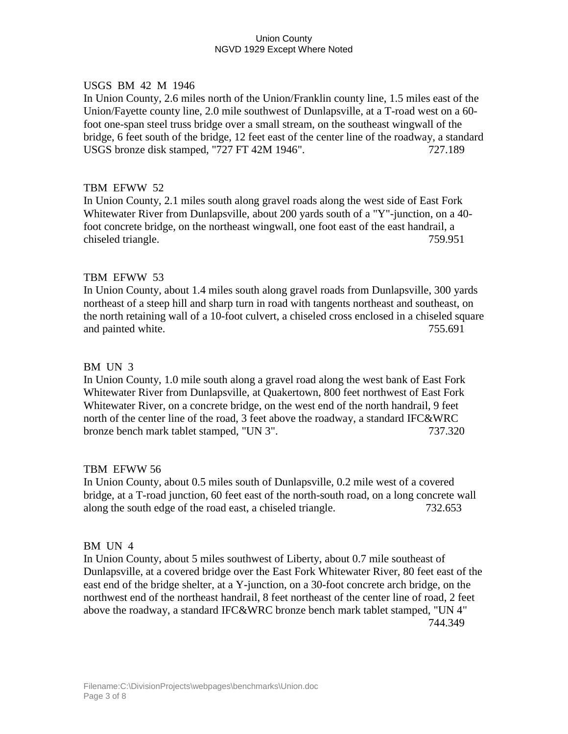USGS BM 42 M 1946

In Union County, 2.6 miles north of the Union/Franklin county line, 1.5 miles east of the Union/Fayette county line, 2.0 mile southwest of Dunlapsville, at a T-road west on a 60-foot one-span steel truss bridge over a small stream, on the southeast wingwall of the bridge, 6 feet south of the bridge, 12 feet east of the center line of the roadway, a standard USGS bronze disk stamped, "727 FT 42M 1946". 727.189

TBM EFWW 52

In Union County, 2.1 miles south along gravel roads along the west side of East Fork Whitewater River from Dunlapsville, about 200 yards south of a "Y"-junction, on a 40-foot concrete bridge, on the northeast wingwall, one foot east of the east handrail, a chiseled triangle. 759.951

TBM EFWW 53

In Union County, about 1.4 miles south along gravel roads from Dunlapsville, 300 yards northeast of a steep hill and sharp turn in road with tangents northeast and southeast, on the north retaining wall of a 10-foot culvert, a chiseled cross enclosed in a chiseled square and painted white. 755.691

BM UN 3

In Union County, 1.0 mile south along a gravel road along the west bank of East Fork Whitewater River from Dunlapsville, at Quakertown, 800 feet northwest of East Fork Whitewater River, on a concrete bridge, on the west end of the north handrail, 9 feet north of the center line of the road, 3 feet above the roadway, a standard IFC&WRC bronze bench mark tablet stamped, "UN 3". 737.320

TBM EFWW 56

In Union County, about 0.5 miles south of Dunlapsville, 0.2 mile west of a covered bridge, at a T-road junction, 60 feet east of the north-south road, on a long concrete wall along the south edge of the road east, a chiseled triangle. 732.653

BM UN 4

In Union County, about 5 miles southwest of Liberty, about 0.7 mile southeast of Dunlapsville, at a covered bridge over the East Fork Whitewater River, 80 feet east of the east end of the bridge shelter, at a Y-junction, on a 30-foot concrete arch bridge, on the northwest end of the northeast handrail, 8 feet northeast of the center line of road, 2 feet above the roadway, a standard IFC&WRC bronze bench mark tablet stamped, "UN 4" 744.349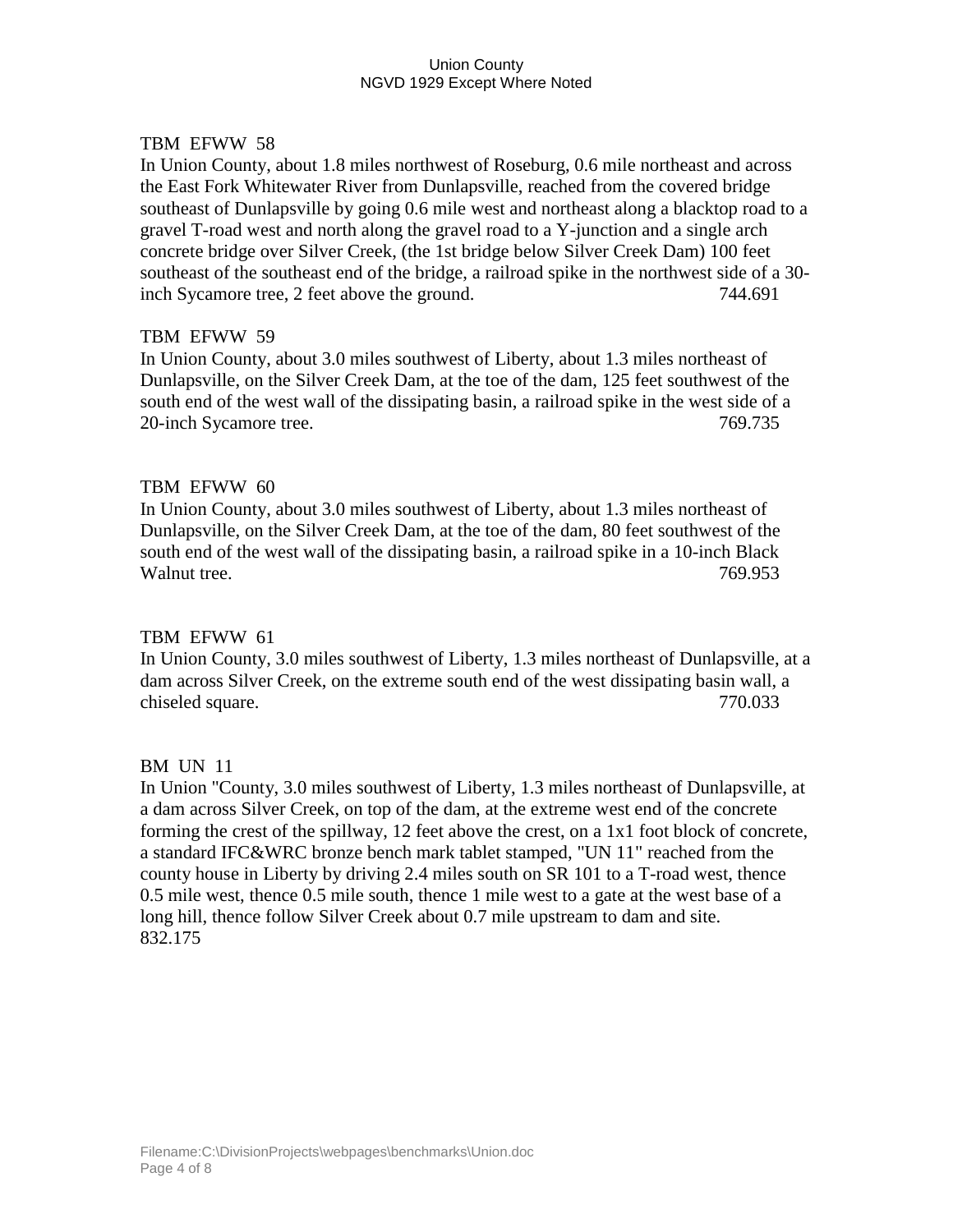TBM EFWW 58

In Union County, about 1.8 miles northwest of Roseburg, 0.6 mile northeast and across the East Fork Whitewater River from Dunlapsville, reached from the covered bridge southeast of Dunlapsville by going 0.6 mile west and northeast along a blacktop road to a gravel T-road west and north along the gravel road to a Y-junction and a single arch concrete bridge over Silver Creek, (the 1st bridge below Silver Creek Dam) 100 feet southeast of the southeast end of the bridge, a railroad spike in the northwest side of a 30-inch Sycamore tree, 2 feet above the ground. 744.691

TBM EFWW 59

In Union County, about 3.0 miles southwest of Liberty, about 1.3 miles northeast of Dunlapsville, on the Silver Creek Dam, at the toe of the dam, 125 feet southwest of the south end of the west wall of the dissipating basin, a railroad spike in the west side of a 20-inch Sycamore tree. 769.735

TBM EFWW 60

In Union County, about 3.0 miles southwest of Liberty, about 1.3 miles northeast of Dunlapsville, on the Silver Creek Dam, at the toe of the dam, 80 feet southwest of the south end of the west wall of the dissipating basin, a railroad spike in a 10-inch Black Walnut tree. 769.953

TBM EFWW 61

In Union County, 3.0 miles southwest of Liberty, 1.3 miles northeast of Dunlapsville, at a dam across Silver Creek, on the extreme south end of the west dissipating basin wall, a chiseled square. 770.033

BM UN 11

In Union "County, 3.0 miles southwest of Liberty, 1.3 miles northeast of Dunlapsville, at a dam across Silver Creek, on top of the dam, at the extreme west end of the concrete forming the crest of the spillway, 12 feet above the crest, on a 1x1 foot block of concrete, a standard IFC&WRC bronze bench mark tablet stamped, "UN 11" reached from the county house in Liberty by driving 2.4 miles south on SR 101 to a T-road west, thence 0.5 mile west, thence 0.5 mile south, thence 1 mile west to a gate at the west base of a long hill, thence follow Silver Creek about 0.7 mile upstream to dam and site.
832.175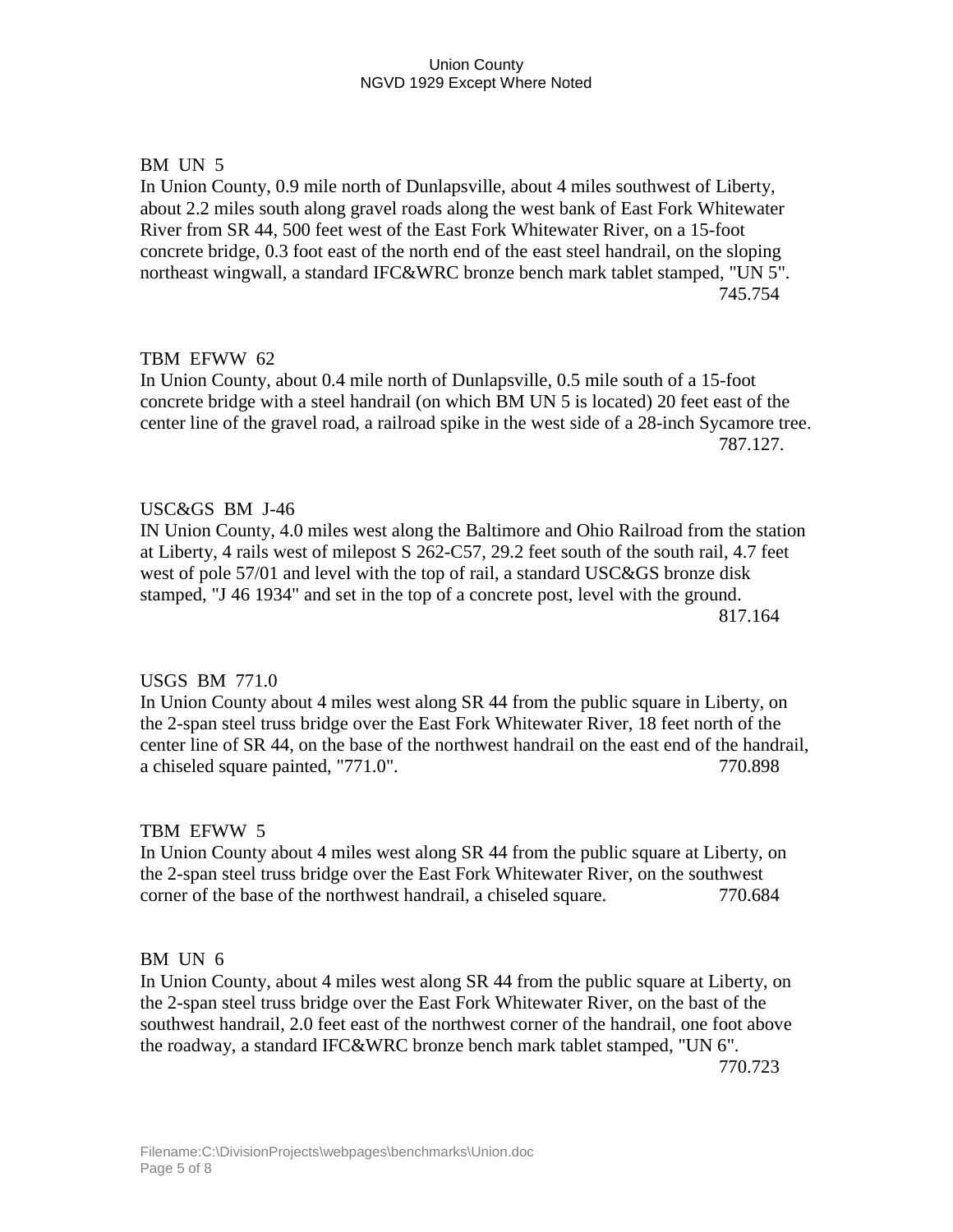BM UN 5

In Union County, 0.9 mile north of Dunlapsville, about 4 miles southwest of Liberty, about 2.2 miles south along gravel roads along the west bank of East Fork Whitewater River from SR 44, 500 feet west of the East Fork Whitewater River, on a 15-foot concrete bridge, 0.3 foot east of the north end of the east steel handrail, on the sloping northeast wingwall, a standard IFC&WRC bronze bench mark tablet stamped, "UN 5". 745.754

TBM EFWW 62

In Union County, about 0.4 mile north of Dunlapsville, 0.5 mile south of a 15-foot concrete bridge with a steel handrail (on which BM UN 5 is located) 20 feet east of the center line of the gravel road, a railroad spike in the west side of a 28-inch Sycamore tree. 787.127.

USC&GS BM J-46

IN Union County, 4.0 miles west along the Baltimore and Ohio Railroad from the station at Liberty, 4 rails west of milepost S 262-C57, 29.2 feet south of the south rail, 4.7 feet west of pole 57/01 and level with the top of rail, a standard USC&GS bronze disk stamped, "J 46 1934" and set in the top of a concrete post, level with the ground. 817.164

USGS BM 771.0

In Union County about 4 miles west along SR 44 from the public square in Liberty, on the 2-span steel truss bridge over the East Fork Whitewater River, 18 feet north of the center line of SR 44, on the base of the northwest handrail on the east end of the handrail, a chiseled square painted, "771.0". 770.898

TBM EFWW 5

In Union County about 4 miles west along SR 44 from the public square at Liberty, on the 2-span steel truss bridge over the East Fork Whitewater River, on the southwest corner of the base of the northwest handrail, a chiseled square. 770.684

BM UN 6

In Union County, about 4 miles west along SR 44 from the public square at Liberty, on the 2-span steel truss bridge over the East Fork Whitewater River, on the bast of the southwest handrail, 2.0 feet east of the northwest corner of the handrail, one foot above the roadway, a standard IFC&WRC bronze bench mark tablet stamped, "UN 6". 770.723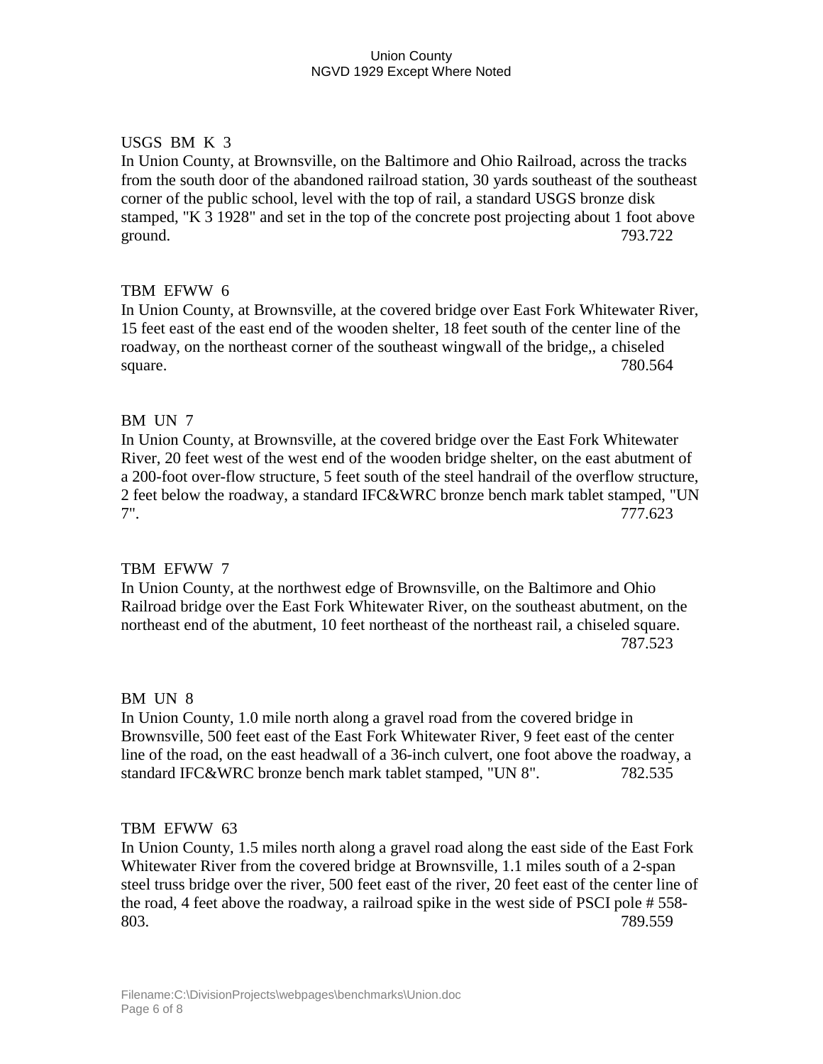USGS BM K 3

In Union County, at Brownsville, on the Baltimore and Ohio Railroad, across the tracks from the south door of the abandoned railroad station, 30 yards southeast of the southeast corner of the public school, level with the top of rail, a standard USGS bronze disk stamped, "K 3 1928" and set in the top of the concrete post projecting about 1 foot above ground. 793.722

TBM EFWW 6

In Union County, at Brownsville, at the covered bridge over East Fork Whitewater River, 15 feet east of the east end of the wooden shelter, 18 feet south of the center line of the roadway, on the northeast corner of the southeast wingwall of the bridge,, a chiseled square. 780.564

BM UN 7

In Union County, at Brownsville, at the covered bridge over the East Fork Whitewater River, 20 feet west of the west end of the wooden bridge shelter, on the east abutment of a 200-foot over-flow structure, 5 feet south of the steel handrail of the overflow structure, 2 feet below the roadway, a standard IFC&WRC bronze bench mark tablet stamped, "UN 7". 777.623

TBM EFWW 7

In Union County, at the northwest edge of Brownsville, on the Baltimore and Ohio Railroad bridge over the East Fork Whitewater River, on the southeast abutment, on the northeast end of the abutment, 10 feet northeast of the northeast rail, a chiseled square. 787.523

BM UN 8

In Union County, 1.0 mile north along a gravel road from the covered bridge in Brownsville, 500 feet east of the East Fork Whitewater River, 9 feet east of the center line of the road, on the east headwall of a 36-inch culvert, one foot above the roadway, a standard IFC&WRC bronze bench mark tablet stamped, "UN 8". 782.535

TBM EFWW 63

In Union County, 1.5 miles north along a gravel road along the east side of the East Fork Whitewater River from the covered bridge at Brownsville, 1.1 miles south of a 2-span steel truss bridge over the river, 500 feet east of the river, 20 feet east of the center line of the road, 4 feet above the roadway, a railroad spike in the west side of PSCI pole # 558-803. 789.559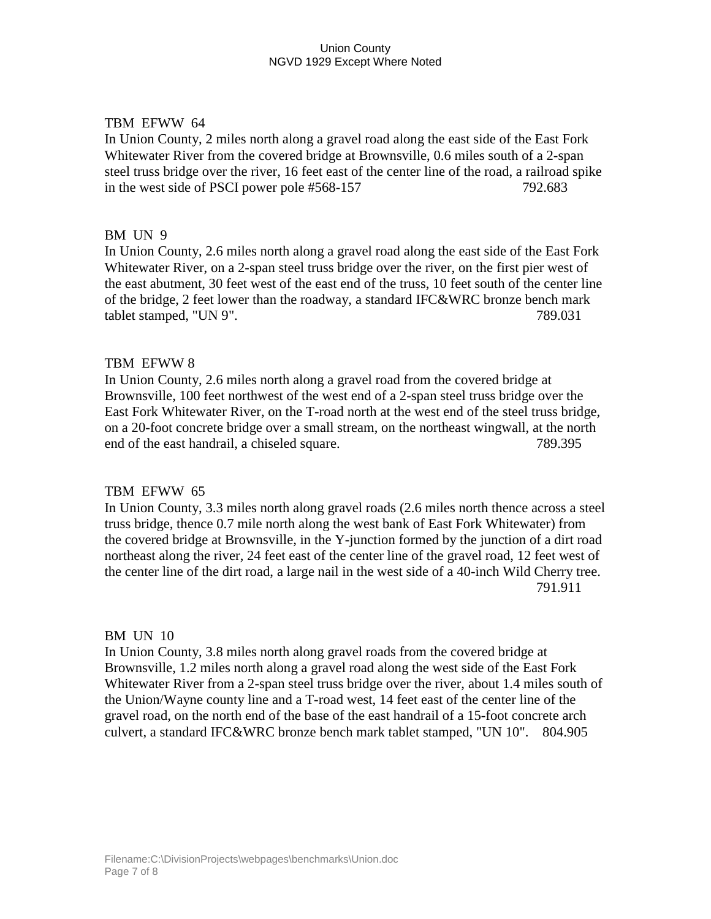TBM EFWW 64

In Union County, 2 miles north along a gravel road along the east side of the East Fork Whitewater River from the covered bridge at Brownsville, 0.6 miles south of a 2-span steel truss bridge over the river, 16 feet east of the center line of the road, a railroad spike in the west side of PSCI power pole #568-157 792.683

BM UN 9

In Union County, 2.6 miles north along a gravel road along the east side of the East Fork Whitewater River, on a 2-span steel truss bridge over the river, on the first pier west of the east abutment, 30 feet west of the east end of the truss, 10 feet south of the center line of the bridge, 2 feet lower than the roadway, a standard IFC&WRC bronze bench mark tablet stamped, "UN 9". 789.031

TBM EFWW 8

In Union County, 2.6 miles north along a gravel road from the covered bridge at Brownsville, 100 feet northwest of the west end of a 2-span steel truss bridge over the East Fork Whitewater River, on the T-road north at the west end of the steel truss bridge, on a 20-foot concrete bridge over a small stream, on the northeast wingwall, at the north end of the east handrail, a chiseled square. 789.395

TBM EFWW 65

In Union County, 3.3 miles north along gravel roads (2.6 miles north thence across a steel truss bridge, thence 0.7 mile north along the west bank of East Fork Whitewater) from the covered bridge at Brownsville, in the Y-junction formed by the junction of a dirt road northeast along the river, 24 feet east of the center line of the gravel road, 12 feet west of the center line of the dirt road, a large nail in the west side of a 40-inch Wild Cherry tree. 791.911

BM UN 10

In Union County, 3.8 miles north along gravel roads from the covered bridge at Brownsville, 1.2 miles north along a gravel road along the west side of the East Fork Whitewater River from a 2-span steel truss bridge over the river, about 1.4 miles south of the Union/Wayne county line and a T-road west, 14 feet east of the center line of the gravel road, on the north end of the base of the east handrail of a 15-foot concrete arch culvert, a standard IFC&WRC bronze bench mark tablet stamped, "UN 10". 804.905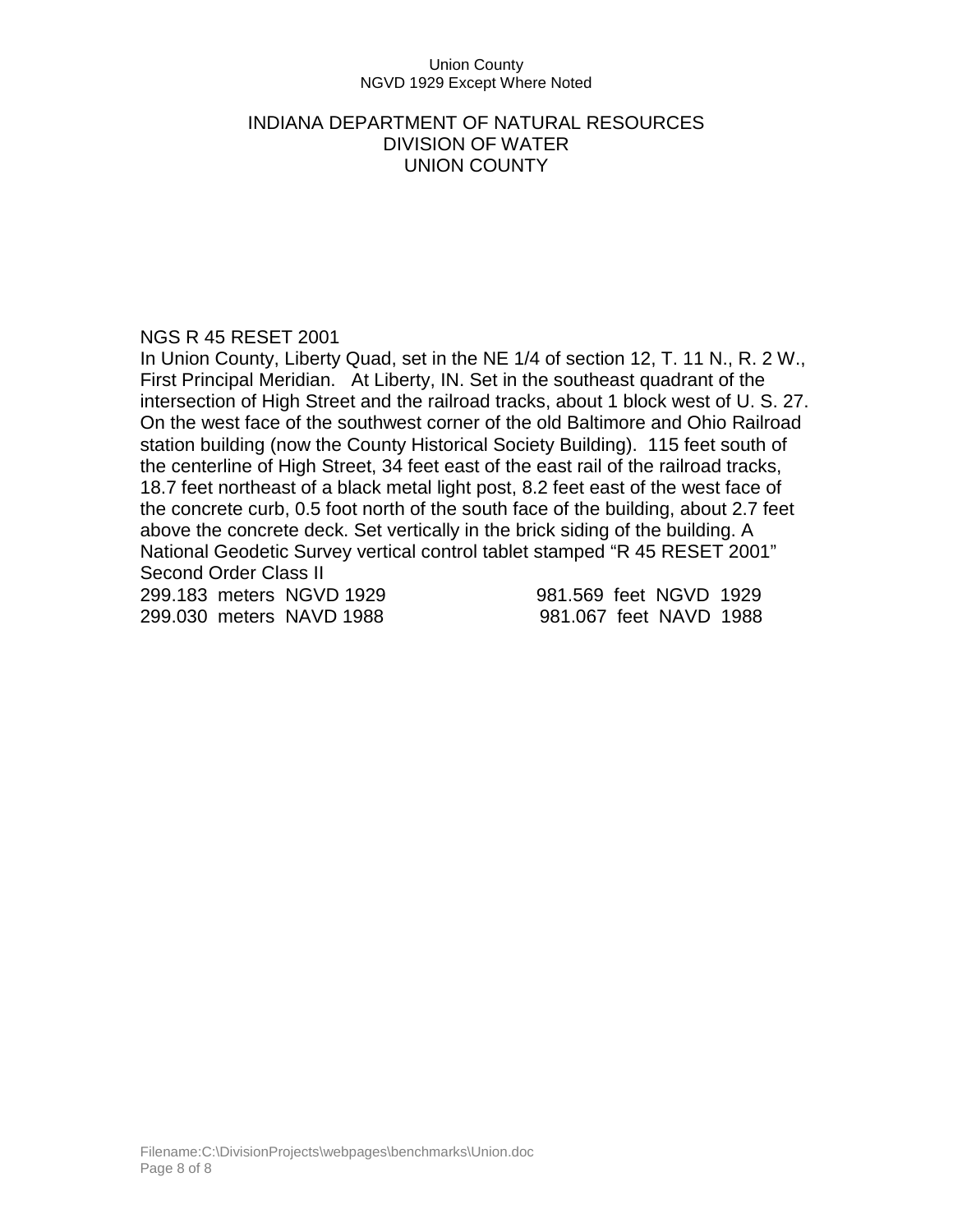# INDIANA DEPARTMENT OF NATURAL RESOURCES
## DIVISION OF WATER
## UNION COUNTY

NGS R 45 RESET 2001

In Union County, Liberty Quad, set in the NE 1/4 of section 12, T. 11 N., R. 2 W., First Principal Meridian. At Liberty, IN. Set in the southeast quadrant of the intersection of High Street and the railroad tracks, about 1 block west of U. S. 27. On the west face of the southwest corner of the old Baltimore and Ohio Railroad station building (now the County Historical Society Building). 115 feet south of the centerline of High Street, 34 feet east of the east rail of the railroad tracks, 18.7 feet northeast of a black metal light post, 8.2 feet east of the west face of the concrete curb, 0.5 foot north of the south face of the building, about 2.7 feet above the concrete deck. Set vertically in the brick siding of the building. A National Geodetic Survey vertical control tablet stamped "R 45 RESET 2001"

Second Order Class II

| | |
|---|---|
| 299.183 meters NGVD 1929 | 981.569 feet NGVD 1929 |
| 299.030 meters NAVD 1988 | 981.067 feet NAVD 1988 |